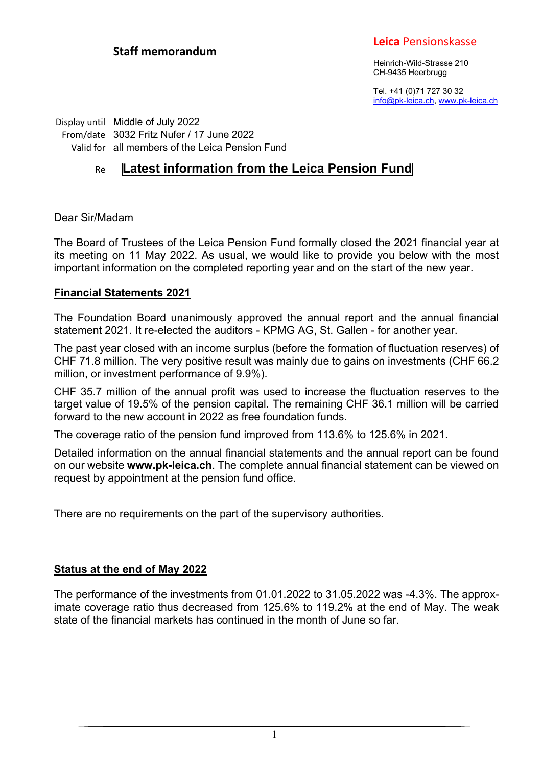**Staff memorandum**

**Leica** Pensionskasse

Heinrich-Wild-Strasse 210
CH-9435 Heerbrugg

Tel. +41 (0)71 727 30 32
info@pk-leica.ch, www.pk-leica.ch

Display until Middle of July 2022
From/date 3032 Fritz Nufer / 17 June 2022
Valid for all members of the Leica Pension Fund

Re **Latest information from the Leica Pension Fund**

Dear Sir/Madam

The Board of Trustees of the Leica Pension Fund formally closed the 2021 financial year at its meeting on 11 May 2022. As usual, we would like to provide you below with the most important information on the completed reporting year and on the start of the new year.

## Financial Statements 2021

The Foundation Board unanimously approved the annual report and the annual financial statement 2021. It re-elected the auditors - KPMG AG, St. Gallen - for another year.

The past year closed with an income surplus (before the formation of fluctuation reserves) of CHF 71.8 million. The very positive result was mainly due to gains on investments (CHF 66.2 million, or investment performance of 9.9%).

CHF 35.7 million of the annual profit was used to increase the fluctuation reserves to the target value of 19.5% of the pension capital. The remaining CHF 36.1 million will be carried forward to the new account in 2022 as free foundation funds.

The coverage ratio of the pension fund improved from 113.6% to 125.6% in 2021.

Detailed information on the annual financial statements and the annual report can be found on our website **www.pk-leica.ch**. The complete annual financial statement can be viewed on request by appointment at the pension fund office.

There are no requirements on the part of the supervisory authorities.

## Status at the end of May 2022

The performance of the investments from 01.01.2022 to 31.05.2022 was -4.3%. The approximate coverage ratio thus decreased from 125.6% to 119.2% at the end of May. The weak state of the financial markets has continued in the month of June so far.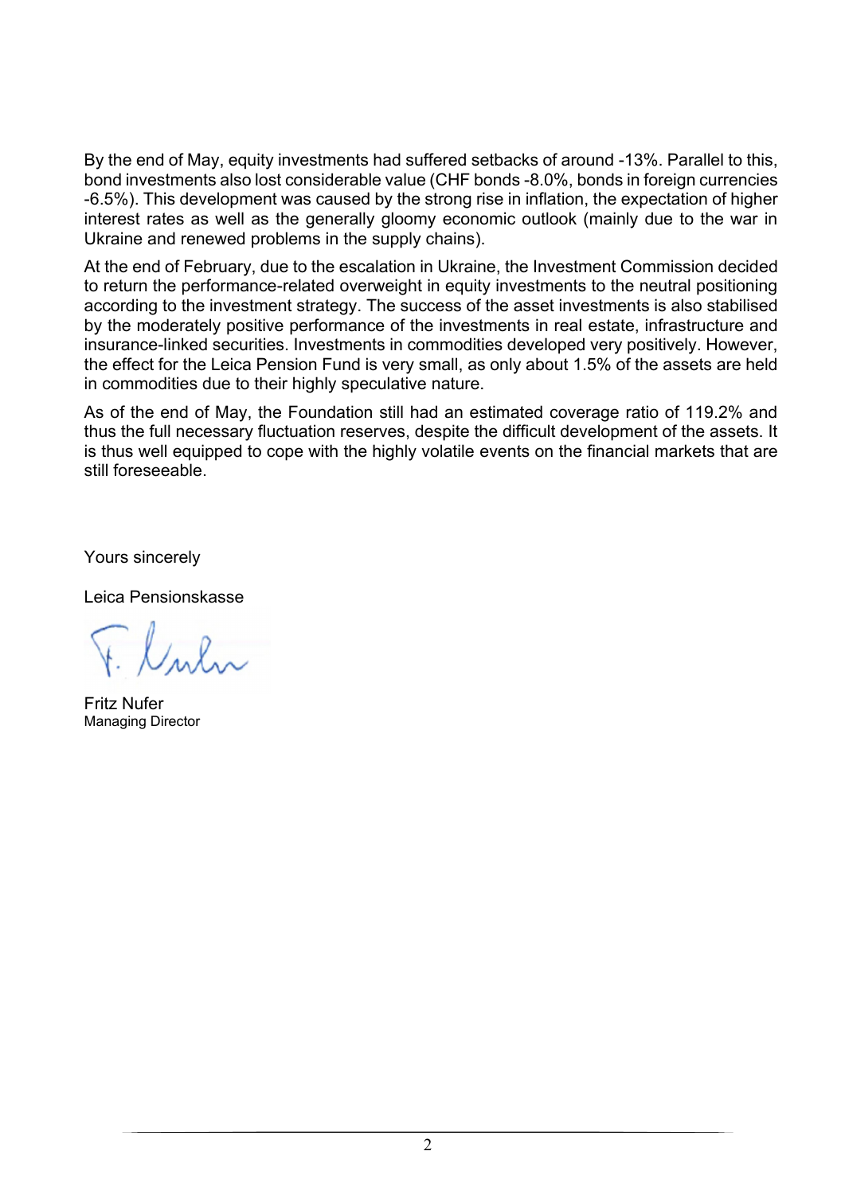By the end of May, equity investments had suffered setbacks of around -13%. Parallel to this, bond investments also lost considerable value (CHF bonds -8.0%, bonds in foreign currencies -6.5%). This development was caused by the strong rise in inflation, the expectation of higher interest rates as well as the generally gloomy economic outlook (mainly due to the war in Ukraine and renewed problems in the supply chains).

At the end of February, due to the escalation in Ukraine, the Investment Commission decided to return the performance-related overweight in equity investments to the neutral positioning according to the investment strategy. The success of the asset investments is also stabilised by the moderately positive performance of the investments in real estate, infrastructure and insurance-linked securities. Investments in commodities developed very positively. However, the effect for the Leica Pension Fund is very small, as only about 1.5% of the assets are held in commodities due to their highly speculative nature.

As of the end of May, the Foundation still had an estimated coverage ratio of 119.2% and thus the full necessary fluctuation reserves, despite the difficult development of the assets. It is thus well equipped to cope with the highly volatile events on the financial markets that are still foreseeable.

Yours sincerely

Leica Pensionskasse

Fritz Nufer
Managing Director